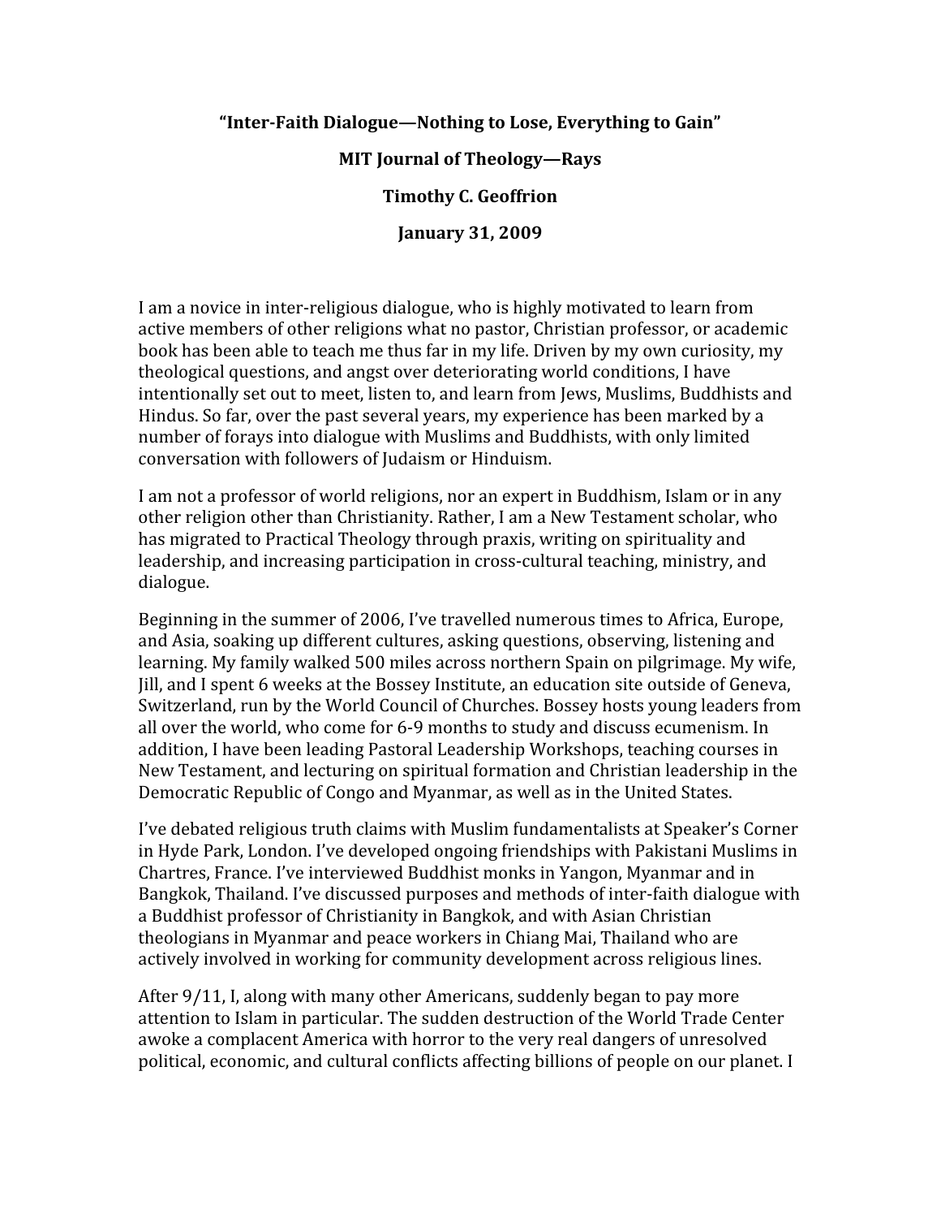# "Inter-Faith Dialogue—Nothing to Lose, Everything to Gain"

**MIT Journal of Theology—Rays**

**Timothy C. Geoffrion**

**January 31, 2009**

I am a novice in inter-religious dialogue, who is highly motivated to learn from active members of other religions what no pastor, Christian professor, or academic book has been able to teach me thus far in my life. Driven by my own curiosity, my theological questions, and angst over deteriorating world conditions, I have intentionally set out to meet, listen to, and learn from Jews, Muslims, Buddhists and Hindus. So far, over the past several years, my experience has been marked by a number of forays into dialogue with Muslims and Buddhists, with only limited conversation with followers of Judaism or Hinduism.

I am not a professor of world religions, nor an expert in Buddhism, Islam or in any other religion other than Christianity. Rather, I am a New Testament scholar, who has migrated to Practical Theology through praxis, writing on spirituality and leadership, and increasing participation in cross-cultural teaching, ministry, and dialogue.

Beginning in the summer of 2006, I've travelled numerous times to Africa, Europe, and Asia, soaking up different cultures, asking questions, observing, listening and learning. My family walked 500 miles across northern Spain on pilgrimage. My wife, Jill, and I spent 6 weeks at the Bossey Institute, an education site outside of Geneva, Switzerland, run by the World Council of Churches. Bossey hosts young leaders from all over the world, who come for 6-9 months to study and discuss ecumenism. In addition, I have been leading Pastoral Leadership Workshops, teaching courses in New Testament, and lecturing on spiritual formation and Christian leadership in the Democratic Republic of Congo and Myanmar, as well as in the United States.

I've debated religious truth claims with Muslim fundamentalists at Speaker's Corner in Hyde Park, London. I've developed ongoing friendships with Pakistani Muslims in Chartres, France. I've interviewed Buddhist monks in Yangon, Myanmar and in Bangkok, Thailand. I've discussed purposes and methods of inter-faith dialogue with a Buddhist professor of Christianity in Bangkok, and with Asian Christian theologians in Myanmar and peace workers in Chiang Mai, Thailand who are actively involved in working for community development across religious lines.

After 9/11, I, along with many other Americans, suddenly began to pay more attention to Islam in particular. The sudden destruction of the World Trade Center awoke a complacent America with horror to the very real dangers of unresolved political, economic, and cultural conflicts affecting billions of people on our planet. I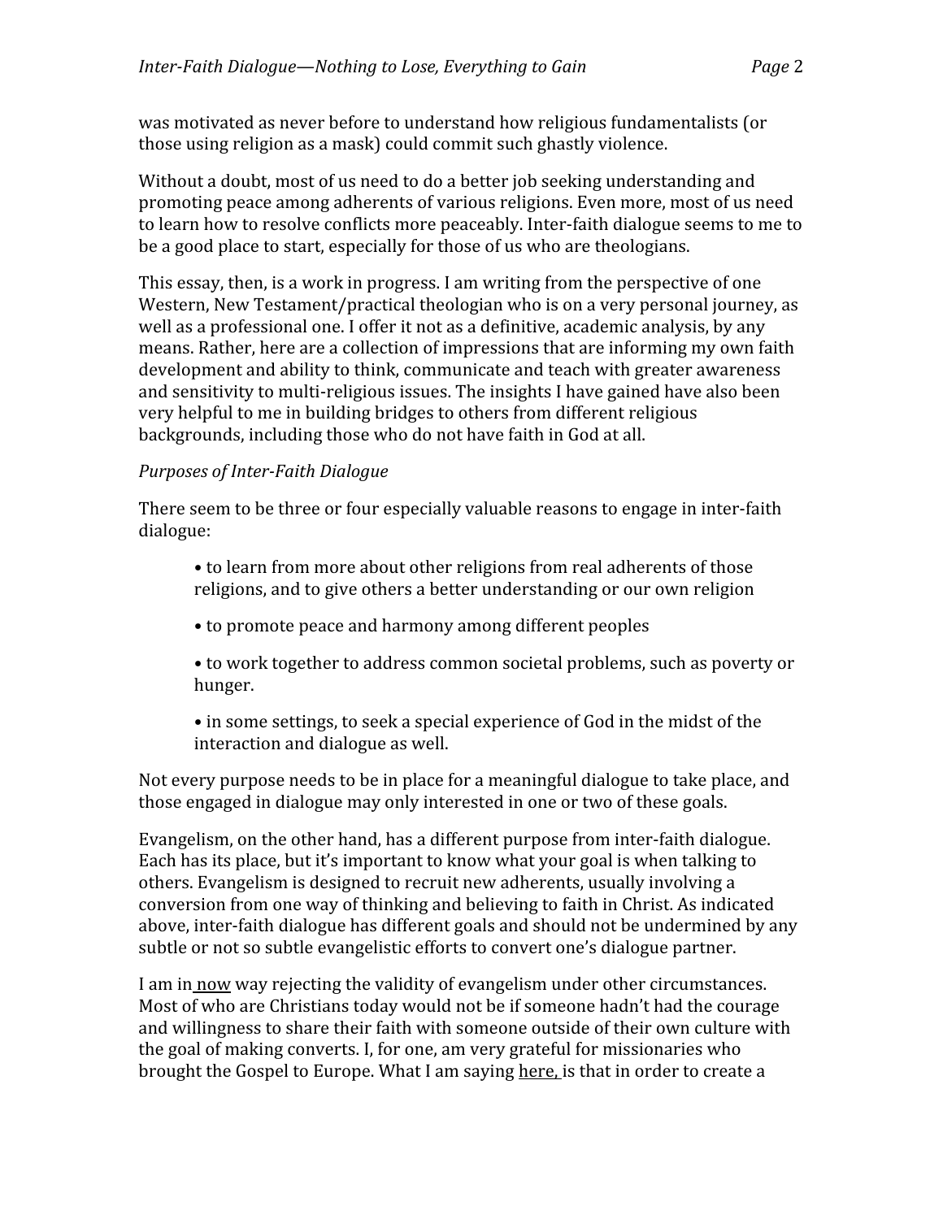was motivated as never before to understand how religious fundamentalists (or those using religion as a mask) could commit such ghastly violence.

Without a doubt, most of us need to do a better job seeking understanding and promoting peace among adherents of various religions. Even more, most of us need to learn how to resolve conflicts more peaceably. Inter-faith dialogue seems to me to be a good place to start, especially for those of us who are theologians.

This essay, then, is a work in progress. I am writing from the perspective of one Western, New Testament/practical theologian who is on a very personal journey, as well as a professional one. I offer it not as a definitive, academic analysis, by any means. Rather, here are a collection of impressions that are informing my own faith development and ability to think, communicate and teach with greater awareness and sensitivity to multi-religious issues. The insights I have gained have also been very helpful to me in building bridges to others from different religious backgrounds, including those who do not have faith in God at all.

*Purposes of Inter-Faith Dialogue*

There seem to be three or four especially valuable reasons to engage in inter-faith dialogue:

- to learn from more about other religions from real adherents of those religions, and to give others a better understanding or our own religion
- to promote peace and harmony among different peoples
- to work together to address common societal problems, such as poverty or hunger.
- in some settings, to seek a special experience of God in the midst of the interaction and dialogue as well.

Not every purpose needs to be in place for a meaningful dialogue to take place, and those engaged in dialogue may only interested in one or two of these goals.

Evangelism, on the other hand, has a different purpose from inter-faith dialogue. Each has its place, but it's important to know what your goal is when talking to others. Evangelism is designed to recruit new adherents, usually involving a conversion from one way of thinking and believing to faith in Christ. As indicated above, inter-faith dialogue has different goals and should not be undermined by any subtle or not so subtle evangelistic efforts to convert one's dialogue partner.

I am in <u>now</u> way rejecting the validity of evangelism under other circumstances. Most of who are Christians today would not be if someone hadn't had the courage and willingness to share their faith with someone outside of their own culture with the goal of making converts. I, for one, am very grateful for missionaries who brought the Gospel to Europe. What I am saying <u>here,</u> is that in order to create a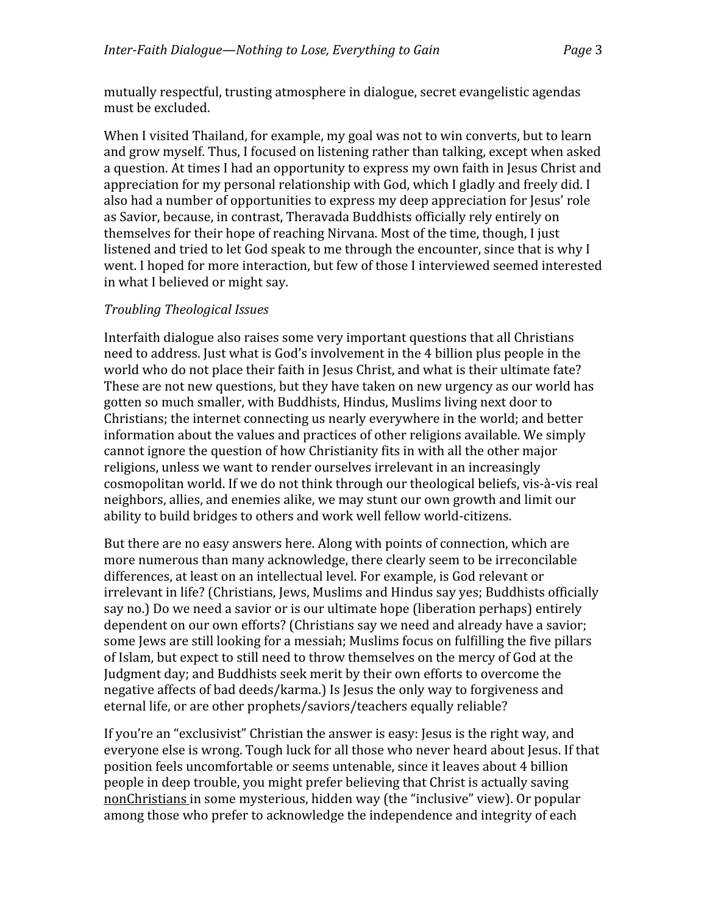mutually respectful, trusting atmosphere in dialogue, secret evangelistic agendas must be excluded.

When I visited Thailand, for example, my goal was not to win converts, but to learn and grow myself. Thus, I focused on listening rather than talking, except when asked a question. At times I had an opportunity to express my own faith in Jesus Christ and appreciation for my personal relationship with God, which I gladly and freely did. I also had a number of opportunities to express my deep appreciation for Jesus' role as Savior, because, in contrast, Theravada Buddhists officially rely entirely on themselves for their hope of reaching Nirvana. Most of the time, though, I just listened and tried to let God speak to me through the encounter, since that is why I went. I hoped for more interaction, but few of those I interviewed seemed interested in what I believed or might say.

*Troubling Theological Issues*

Interfaith dialogue also raises some very important questions that all Christians need to address. Just what is God's involvement in the 4 billion plus people in the world who do not place their faith in Jesus Christ, and what is their ultimate fate? These are not new questions, but they have taken on new urgency as our world has gotten so much smaller, with Buddhists, Hindus, Muslims living next door to Christians; the internet connecting us nearly everywhere in the world; and better information about the values and practices of other religions available. We simply cannot ignore the question of how Christianity fits in with all the other major religions, unless we want to render ourselves irrelevant in an increasingly cosmopolitan world. If we do not think through our theological beliefs, vis-à-vis real neighbors, allies, and enemies alike, we may stunt our own growth and limit our ability to build bridges to others and work well fellow world-citizens.

But there are no easy answers here. Along with points of connection, which are more numerous than many acknowledge, there clearly seem to be irreconcilable differences, at least on an intellectual level. For example, is God relevant or irrelevant in life? (Christians, Jews, Muslims and Hindus say yes; Buddhists officially say no.) Do we need a savior or is our ultimate hope (liberation perhaps) entirely dependent on our own efforts? (Christians say we need and already have a savior; some Jews are still looking for a messiah; Muslims focus on fulfilling the five pillars of Islam, but expect to still need to throw themselves on the mercy of God at the Judgment day; and Buddhists seek merit by their own efforts to overcome the negative affects of bad deeds/karma.) Is Jesus the only way to forgiveness and eternal life, or are other prophets/saviors/teachers equally reliable?

If you're an "exclusivist" Christian the answer is easy: Jesus is the right way, and everyone else is wrong. Tough luck for all those who never heard about Jesus. If that position feels uncomfortable or seems untenable, since it leaves about 4 billion people in deep trouble, you might prefer believing that Christ is actually saving nonChristians in some mysterious, hidden way (the "inclusive" view). Or popular among those who prefer to acknowledge the independence and integrity of each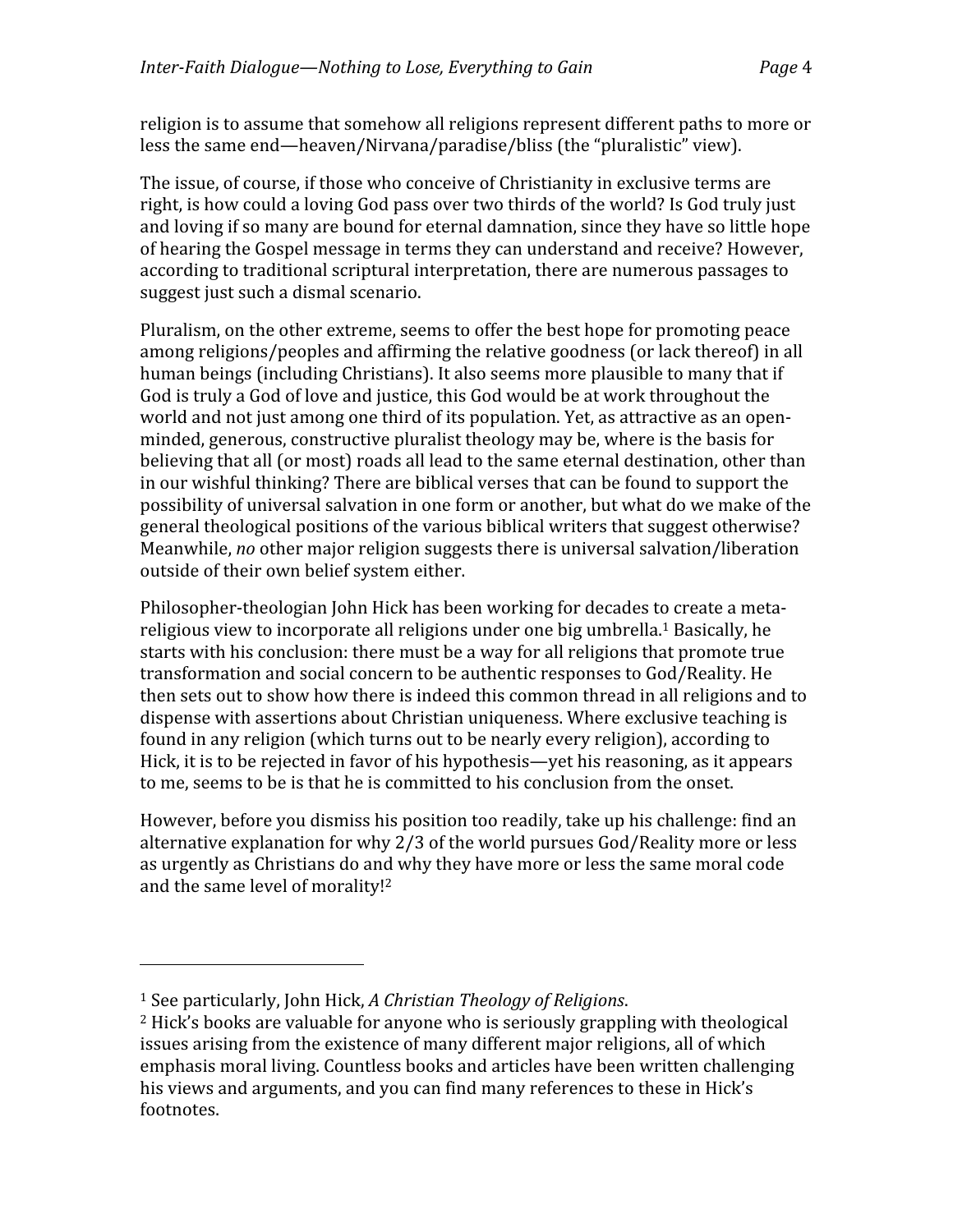religion is to assume that somehow all religions represent different paths to more or less the same end—heaven/Nirvana/paradise/bliss (the "pluralistic" view).

The issue, of course, if those who conceive of Christianity in exclusive terms are right, is how could a loving God pass over two thirds of the world? Is God truly just and loving if so many are bound for eternal damnation, since they have so little hope of hearing the Gospel message in terms they can understand and receive? However, according to traditional scriptural interpretation, there are numerous passages to suggest just such a dismal scenario.

Pluralism, on the other extreme, seems to offer the best hope for promoting peace among religions/peoples and affirming the relative goodness (or lack thereof) in all human beings (including Christians). It also seems more plausible to many that if God is truly a God of love and justice, this God would be at work throughout the world and not just among one third of its population. Yet, as attractive as an open-minded, generous, constructive pluralist theology may be, where is the basis for believing that all (or most) roads all lead to the same eternal destination, other than in our wishful thinking? There are biblical verses that can be found to support the possibility of universal salvation in one form or another, but what do we make of the general theological positions of the various biblical writers that suggest otherwise? Meanwhile, *no* other major religion suggests there is universal salvation/liberation outside of their own belief system either.

Philosopher-theologian John Hick has been working for decades to create a meta-religious view to incorporate all religions under one big umbrella.[1] Basically, he starts with his conclusion: there must be a way for all religions that promote true transformation and social concern to be authentic responses to God/Reality. He then sets out to show how there is indeed this common thread in all religions and to dispense with assertions about Christian uniqueness. Where exclusive teaching is found in any religion (which turns out to be nearly every religion), according to Hick, it is to be rejected in favor of his hypothesis—yet his reasoning, as it appears to me, seems to be is that he is committed to his conclusion from the onset.

However, before you dismiss his position too readily, take up his challenge: find an alternative explanation for why 2/3 of the world pursues God/Reality more or less as urgently as Christians do and why they have more or less the same moral code and the same level of morality![2]

---

[1] See particularly, John Hick, *A Christian Theology of Religions*.

[2] Hick's books are valuable for anyone who is seriously grappling with theological issues arising from the existence of many different major religions, all of which emphasis moral living. Countless books and articles have been written challenging his views and arguments, and you can find many references to these in Hick's footnotes.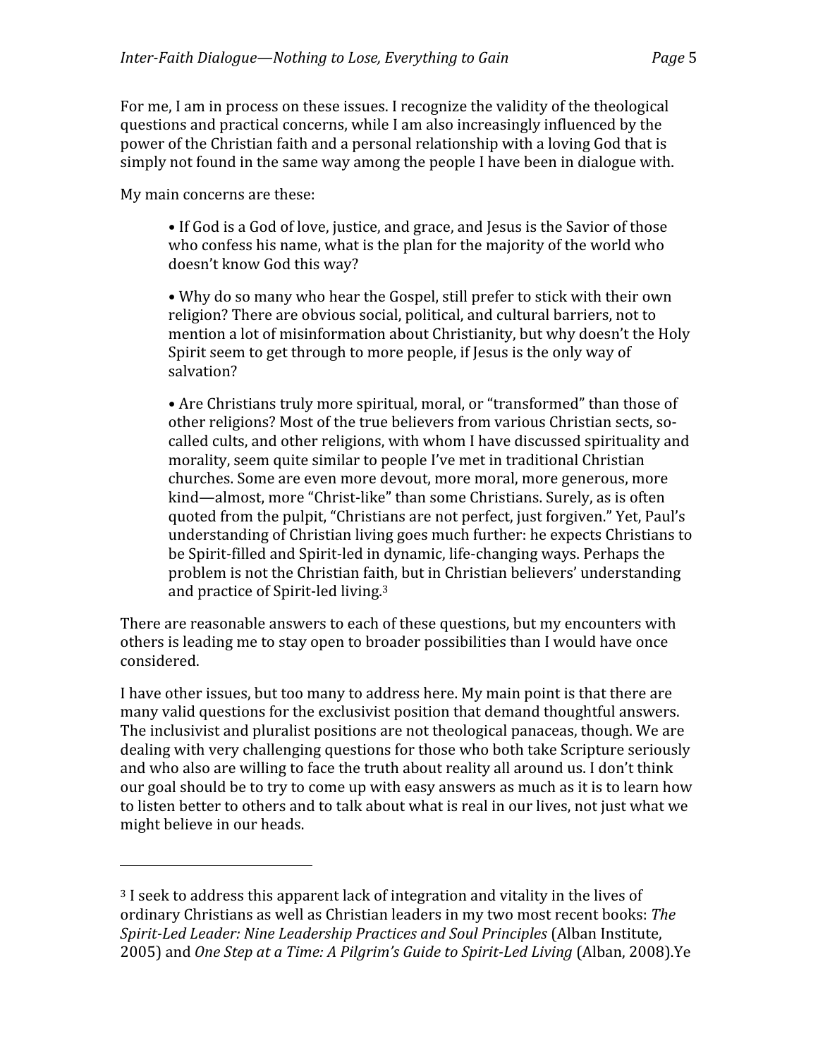For me, I am in process on these issues. I recognize the validity of the theological questions and practical concerns, while I am also increasingly influenced by the power of the Christian faith and a personal relationship with a loving God that is simply not found in the same way among the people I have been in dialogue with.

My main concerns are these:

> • If God is a God of love, justice, and grace, and Jesus is the Savior of those who confess his name, what is the plan for the majority of the world who doesn't know God this way?
>
> • Why do so many who hear the Gospel, still prefer to stick with their own religion? There are obvious social, political, and cultural barriers, not to mention a lot of misinformation about Christianity, but why doesn't the Holy Spirit seem to get through to more people, if Jesus is the only way of salvation?
>
> • Are Christians truly more spiritual, moral, or "transformed" than those of other religions? Most of the true believers from various Christian sects, so-called cults, and other religions, with whom I have discussed spirituality and morality, seem quite similar to people I've met in traditional Christian churches. Some are even more devout, more moral, more generous, more kind—almost, more "Christ-like" than some Christians. Surely, as is often quoted from the pulpit, "Christians are not perfect, just forgiven." Yet, Paul's understanding of Christian living goes much further: he expects Christians to be Spirit-filled and Spirit-led in dynamic, life-changing ways. Perhaps the problem is not the Christian faith, but in Christian believers' understanding and practice of Spirit-led living.[3]

There are reasonable answers to each of these questions, but my encounters with others is leading me to stay open to broader possibilities than I would have once considered.

I have other issues, but too many to address here. My main point is that there are many valid questions for the exclusivist position that demand thoughtful answers. The inclusivist and pluralist positions are not theological panaceas, though. We are dealing with very challenging questions for those who both take Scripture seriously and who also are willing to face the truth about reality all around us. I don't think our goal should be to try to come up with easy answers as much as it is to learn how to listen better to others and to talk about what is real in our lives, not just what we might believe in our heads.

---

[3] I seek to address this apparent lack of integration and vitality in the lives of ordinary Christians as well as Christian leaders in my two most recent books: *The Spirit-Led Leader: Nine Leadership Practices and Soul Principles* (Alban Institute, 2005) and *One Step at a Time: A Pilgrim's Guide to Spirit-Led Living* (Alban, 2008).Ye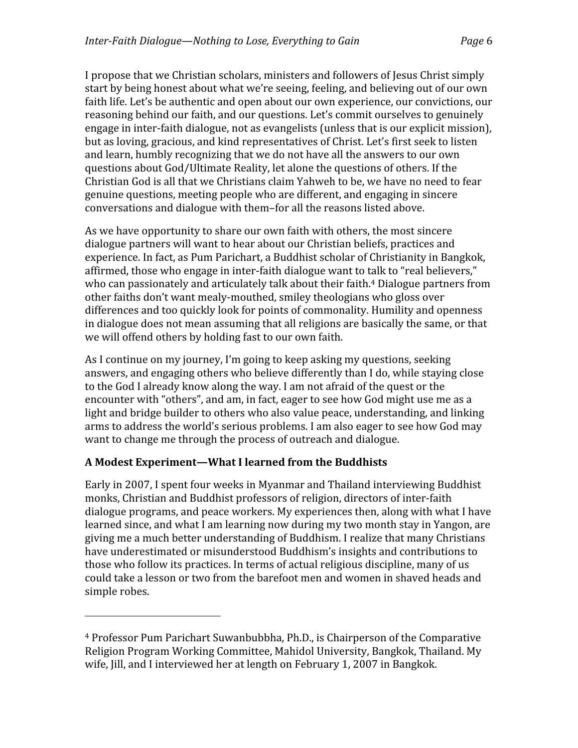I propose that we Christian scholars, ministers and followers of Jesus Christ simply start by being honest about what we're seeing, feeling, and believing out of our own faith life. Let's be authentic and open about our own experience, our convictions, our reasoning behind our faith, and our questions. Let's commit ourselves to genuinely engage in inter-faith dialogue, not as evangelists (unless that is our explicit mission), but as loving, gracious, and kind representatives of Christ. Let's first seek to listen and learn, humbly recognizing that we do not have all the answers to our own questions about God/Ultimate Reality, let alone the questions of others. If the Christian God is all that we Christians claim Yahweh to be, we have no need to fear genuine questions, meeting people who are different, and engaging in sincere conversations and dialogue with them–for all the reasons listed above.

As we have opportunity to share our own faith with others, the most sincere dialogue partners will want to hear about our Christian beliefs, practices and experience. In fact, as Pum Parichart, a Buddhist scholar of Christianity in Bangkok, affirmed, those who engage in inter-faith dialogue want to talk to "real believers," who can passionately and articulately talk about their faith.[4] Dialogue partners from other faiths don't want mealy-mouthed, smiley theologians who gloss over differences and too quickly look for points of commonality. Humility and openness in dialogue does not mean assuming that all religions are basically the same, or that we will offend others by holding fast to our own faith.

As I continue on my journey, I'm going to keep asking my questions, seeking answers, and engaging others who believe differently than I do, while staying close to the God I already know along the way. I am not afraid of the quest or the encounter with "others", and am, in fact, eager to see how God might use me as a light and bridge builder to others who also value peace, understanding, and linking arms to address the world's serious problems. I am also eager to see how God may want to change me through the process of outreach and dialogue.

**A Modest Experiment—What I learned from the Buddhists**

Early in 2007, I spent four weeks in Myanmar and Thailand interviewing Buddhist monks, Christian and Buddhist professors of religion, directors of inter-faith dialogue programs, and peace workers. My experiences then, along with what I have learned since, and what I am learning now during my two month stay in Yangon, are giving me a much better understanding of Buddhism. I realize that many Christians have underestimated or misunderstood Buddhism's insights and contributions to those who follow its practices. In terms of actual religious discipline, many of us could take a lesson or two from the barefoot men and women in shaved heads and simple robes.

---

[4] Professor Pum Parichart Suwanbubbha, Ph.D., is Chairperson of the Comparative Religion Program Working Committee, Mahidol University, Bangkok, Thailand. My wife, Jill, and I interviewed her at length on February 1, 2007 in Bangkok.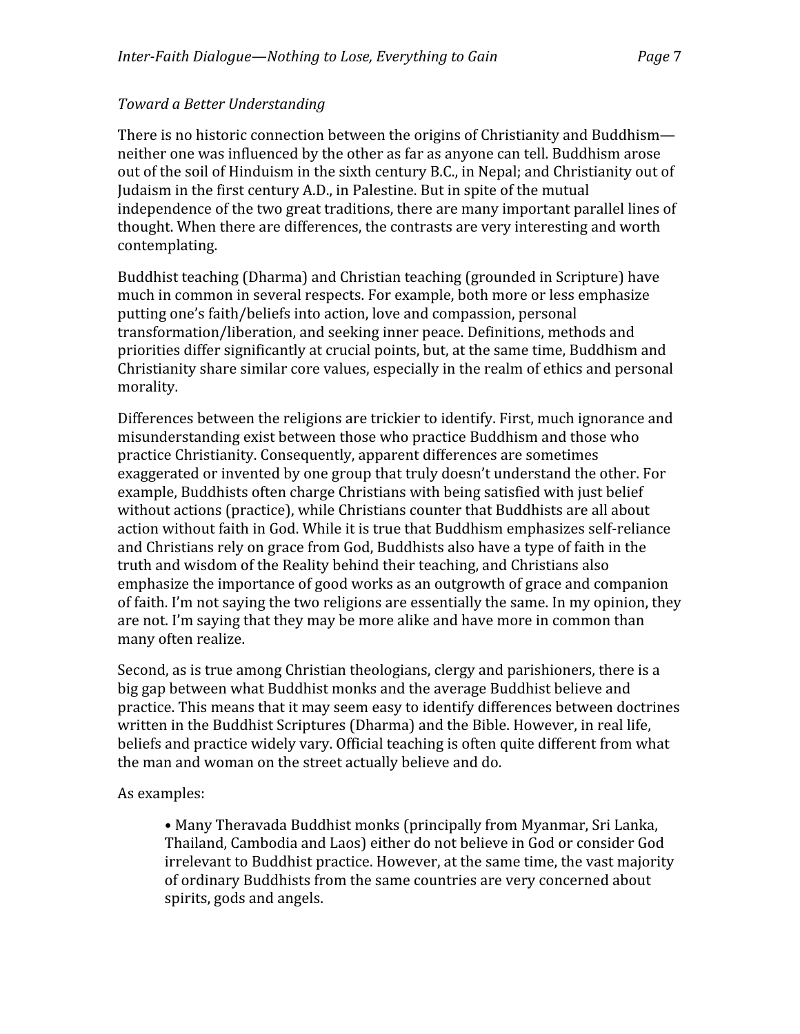*Toward a Better Understanding*

There is no historic connection between the origins of Christianity and Buddhism—neither one was influenced by the other as far as anyone can tell. Buddhism arose out of the soil of Hinduism in the sixth century B.C., in Nepal; and Christianity out of Judaism in the first century A.D., in Palestine. But in spite of the mutual independence of the two great traditions, there are many important parallel lines of thought. When there are differences, the contrasts are very interesting and worth contemplating.

Buddhist teaching (Dharma) and Christian teaching (grounded in Scripture) have much in common in several respects. For example, both more or less emphasize putting one's faith/beliefs into action, love and compassion, personal transformation/liberation, and seeking inner peace. Definitions, methods and priorities differ significantly at crucial points, but, at the same time, Buddhism and Christianity share similar core values, especially in the realm of ethics and personal morality.

Differences between the religions are trickier to identify. First, much ignorance and misunderstanding exist between those who practice Buddhism and those who practice Christianity. Consequently, apparent differences are sometimes exaggerated or invented by one group that truly doesn't understand the other. For example, Buddhists often charge Christians with being satisfied with just belief without actions (practice), while Christians counter that Buddhists are all about action without faith in God. While it is true that Buddhism emphasizes self-reliance and Christians rely on grace from God, Buddhists also have a type of faith in the truth and wisdom of the Reality behind their teaching, and Christians also emphasize the importance of good works as an outgrowth of grace and companion of faith. I'm not saying the two religions are essentially the same. In my opinion, they are not. I'm saying that they may be more alike and have more in common than many often realize.

Second, as is true among Christian theologians, clergy and parishioners, there is a big gap between what Buddhist monks and the average Buddhist believe and practice. This means that it may seem easy to identify differences between doctrines written in the Buddhist Scriptures (Dharma) and the Bible. However, in real life, beliefs and practice widely vary. Official teaching is often quite different from what the man and woman on the street actually believe and do.

As examples:

- Many Theravada Buddhist monks (principally from Myanmar, Sri Lanka, Thailand, Cambodia and Laos) either do not believe in God or consider God irrelevant to Buddhist practice. However, at the same time, the vast majority of ordinary Buddhists from the same countries are very concerned about spirits, gods and angels.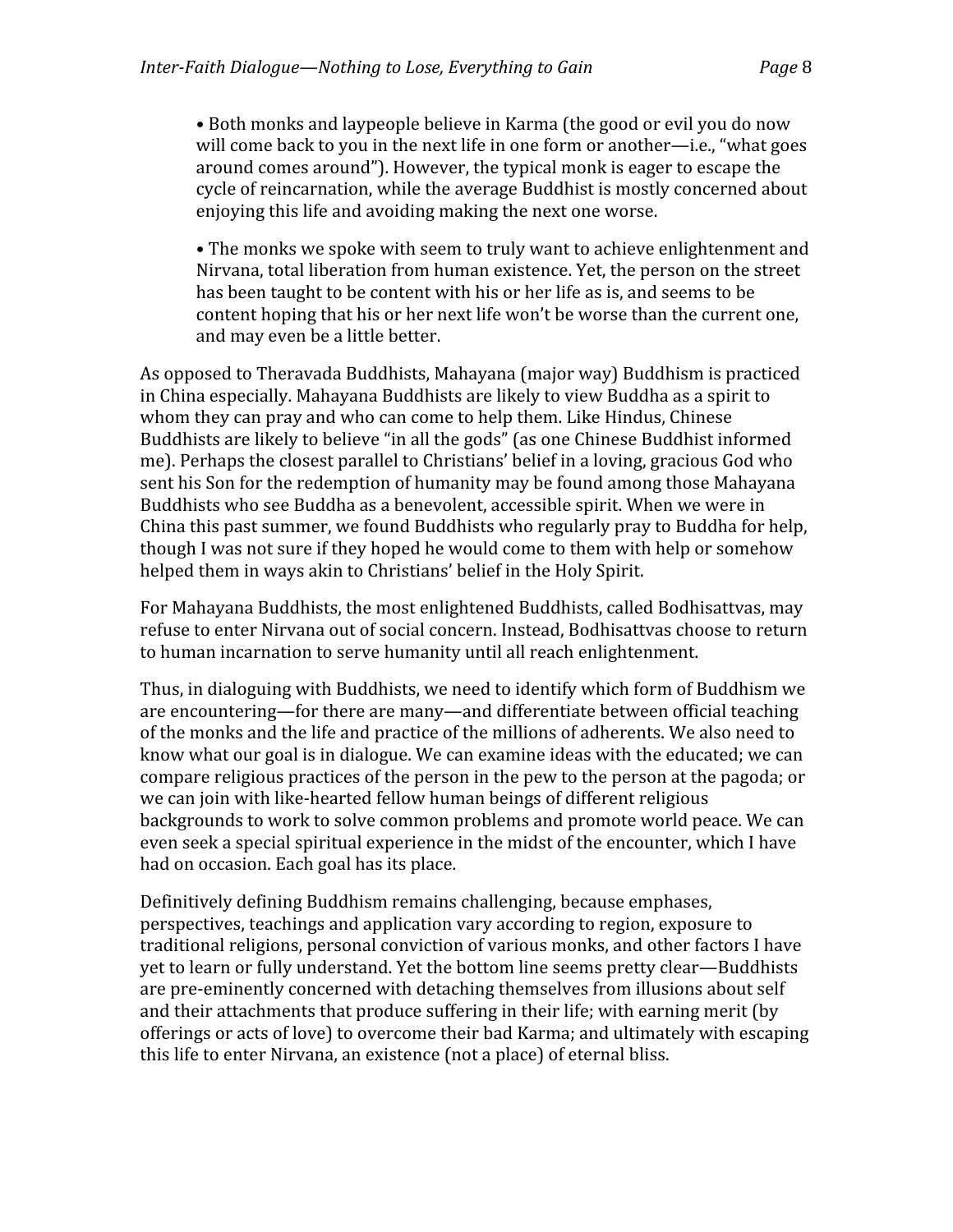- Both monks and laypeople believe in Karma (the good or evil you do now will come back to you in the next life in one form or another—i.e., "what goes around comes around"). However, the typical monk is eager to escape the cycle of reincarnation, while the average Buddhist is mostly concerned about enjoying this life and avoiding making the next one worse.

- The monks we spoke with seem to truly want to achieve enlightenment and Nirvana, total liberation from human existence. Yet, the person on the street has been taught to be content with his or her life as is, and seems to be content hoping that his or her next life won't be worse than the current one, and may even be a little better.

As opposed to Theravada Buddhists, Mahayana (major way) Buddhism is practiced in China especially. Mahayana Buddhists are likely to view Buddha as a spirit to whom they can pray and who can come to help them. Like Hindus, Chinese Buddhists are likely to believe "in all the gods" (as one Chinese Buddhist informed me). Perhaps the closest parallel to Christians' belief in a loving, gracious God who sent his Son for the redemption of humanity may be found among those Mahayana Buddhists who see Buddha as a benevolent, accessible spirit. When we were in China this past summer, we found Buddhists who regularly pray to Buddha for help, though I was not sure if they hoped he would come to them with help or somehow helped them in ways akin to Christians' belief in the Holy Spirit.

For Mahayana Buddhists, the most enlightened Buddhists, called Bodhisattvas, may refuse to enter Nirvana out of social concern. Instead, Bodhisattvas choose to return to human incarnation to serve humanity until all reach enlightenment.

Thus, in dialoguing with Buddhists, we need to identify which form of Buddhism we are encountering—for there are many—and differentiate between official teaching of the monks and the life and practice of the millions of adherents. We also need to know what our goal is in dialogue. We can examine ideas with the educated; we can compare religious practices of the person in the pew to the person at the pagoda; or we can join with like-hearted fellow human beings of different religious backgrounds to work to solve common problems and promote world peace. We can even seek a special spiritual experience in the midst of the encounter, which I have had on occasion. Each goal has its place.

Definitively defining Buddhism remains challenging, because emphases, perspectives, teachings and application vary according to region, exposure to traditional religions, personal conviction of various monks, and other factors I have yet to learn or fully understand. Yet the bottom line seems pretty clear—Buddhists are pre-eminently concerned with detaching themselves from illusions about self and their attachments that produce suffering in their life; with earning merit (by offerings or acts of love) to overcome their bad Karma; and ultimately with escaping this life to enter Nirvana, an existence (not a place) of eternal bliss.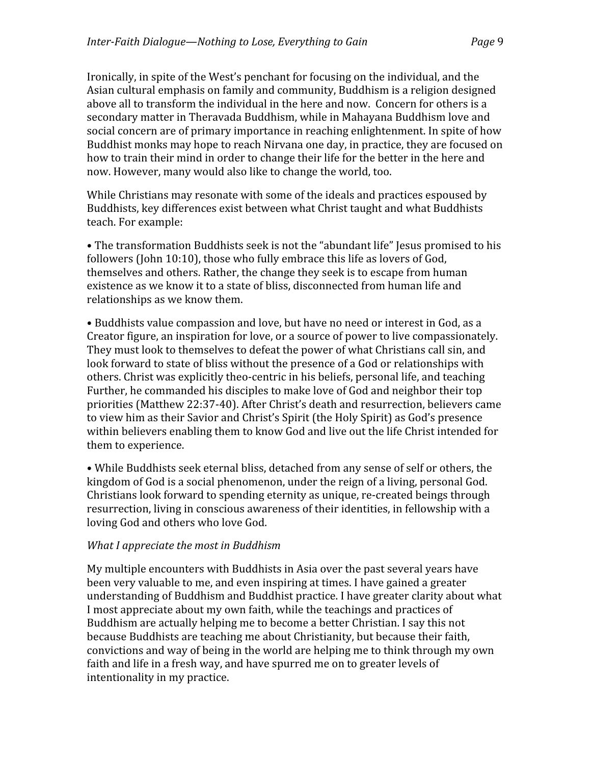Ironically, in spite of the West's penchant for focusing on the individual, and the Asian cultural emphasis on family and community, Buddhism is a religion designed above all to transform the individual in the here and now. Concern for others is a secondary matter in Theravada Buddhism, while in Mahayana Buddhism love and social concern are of primary importance in reaching enlightenment. In spite of how Buddhist monks may hope to reach Nirvana one day, in practice, they are focused on how to train their mind in order to change their life for the better in the here and now. However, many would also like to change the world, too.

While Christians may resonate with some of the ideals and practices espoused by Buddhists, key differences exist between what Christ taught and what Buddhists teach. For example:

• The transformation Buddhists seek is not the "abundant life" Jesus promised to his followers (John 10:10), those who fully embrace this life as lovers of God, themselves and others. Rather, the change they seek is to escape from human existence as we know it to a state of bliss, disconnected from human life and relationships as we know them.

• Buddhists value compassion and love, but have no need or interest in God, as a Creator figure, an inspiration for love, or a source of power to live compassionately. They must look to themselves to defeat the power of what Christians call sin, and look forward to state of bliss without the presence of a God or relationships with others. Christ was explicitly theo-centric in his beliefs, personal life, and teaching Further, he commanded his disciples to make love of God and neighbor their top priorities (Matthew 22:37-40). After Christ's death and resurrection, believers came to view him as their Savior and Christ's Spirit (the Holy Spirit) as God's presence within believers enabling them to know God and live out the life Christ intended for them to experience.

• While Buddhists seek eternal bliss, detached from any sense of self or others, the kingdom of God is a social phenomenon, under the reign of a living, personal God. Christians look forward to spending eternity as unique, re-created beings through resurrection, living in conscious awareness of their identities, in fellowship with a loving God and others who love God.

*What I appreciate the most in Buddhism*

My multiple encounters with Buddhists in Asia over the past several years have been very valuable to me, and even inspiring at times. I have gained a greater understanding of Buddhism and Buddhist practice. I have greater clarity about what I most appreciate about my own faith, while the teachings and practices of Buddhism are actually helping me to become a better Christian. I say this not because Buddhists are teaching me about Christianity, but because their faith, convictions and way of being in the world are helping me to think through my own faith and life in a fresh way, and have spurred me on to greater levels of intentionality in my practice.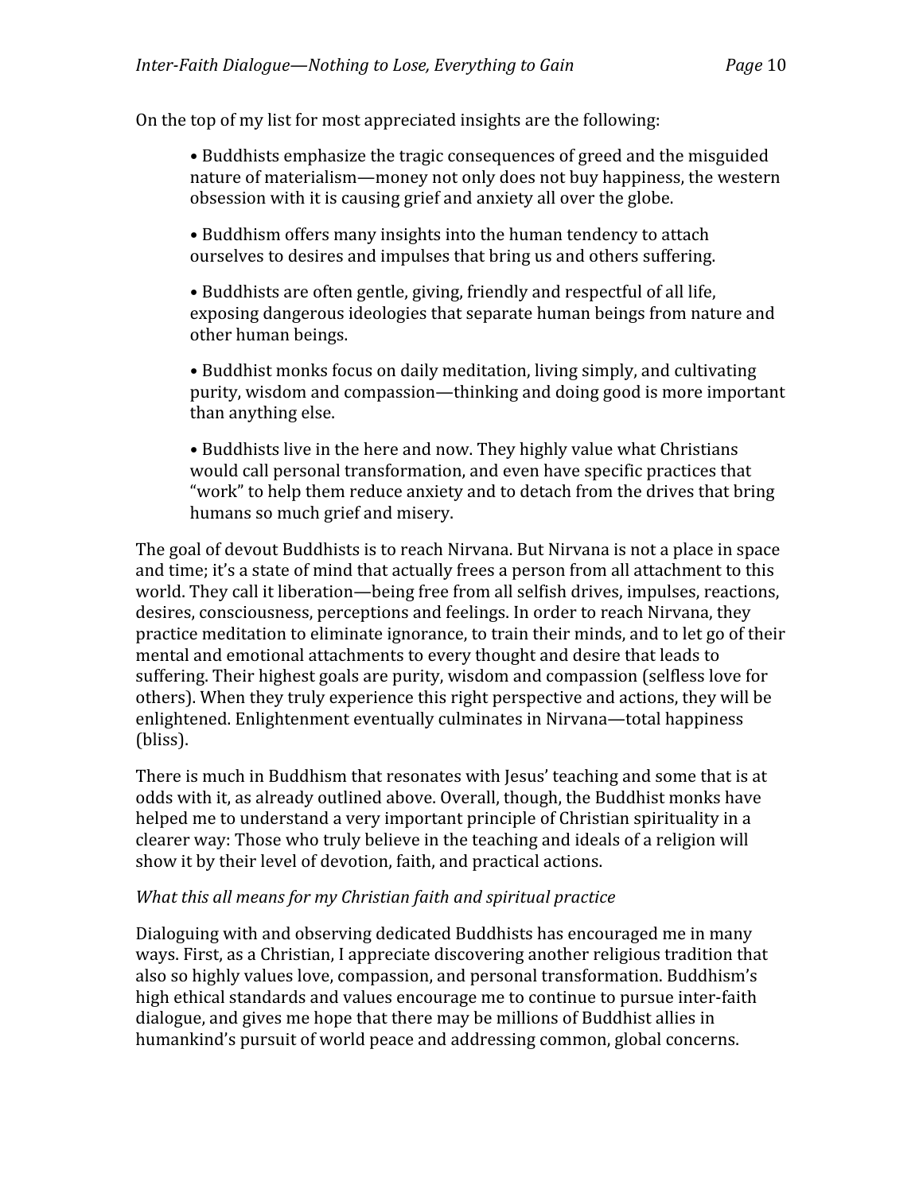On the top of my list for most appreciated insights are the following:

- Buddhists emphasize the tragic consequences of greed and the misguided nature of materialism—money not only does not buy happiness, the western obsession with it is causing grief and anxiety all over the globe.

- Buddhism offers many insights into the human tendency to attach ourselves to desires and impulses that bring us and others suffering.

- Buddhists are often gentle, giving, friendly and respectful of all life, exposing dangerous ideologies that separate human beings from nature and other human beings.

- Buddhist monks focus on daily meditation, living simply, and cultivating purity, wisdom and compassion—thinking and doing good is more important than anything else.

- Buddhists live in the here and now. They highly value what Christians would call personal transformation, and even have specific practices that "work" to help them reduce anxiety and to detach from the drives that bring humans so much grief and misery.

The goal of devout Buddhists is to reach Nirvana. But Nirvana is not a place in space and time; it's a state of mind that actually frees a person from all attachment to this world. They call it liberation—being free from all selfish drives, impulses, reactions, desires, consciousness, perceptions and feelings. In order to reach Nirvana, they practice meditation to eliminate ignorance, to train their minds, and to let go of their mental and emotional attachments to every thought and desire that leads to suffering. Their highest goals are purity, wisdom and compassion (selfless love for others). When they truly experience this right perspective and actions, they will be enlightened. Enlightenment eventually culminates in Nirvana—total happiness (bliss).

There is much in Buddhism that resonates with Jesus' teaching and some that is at odds with it, as already outlined above. Overall, though, the Buddhist monks have helped me to understand a very important principle of Christian spirituality in a clearer way: Those who truly believe in the teaching and ideals of a religion will show it by their level of devotion, faith, and practical actions.

*What this all means for my Christian faith and spiritual practice*

Dialoguing with and observing dedicated Buddhists has encouraged me in many ways. First, as a Christian, I appreciate discovering another religious tradition that also so highly values love, compassion, and personal transformation. Buddhism's high ethical standards and values encourage me to continue to pursue inter-faith dialogue, and gives me hope that there may be millions of Buddhist allies in humankind's pursuit of world peace and addressing common, global concerns.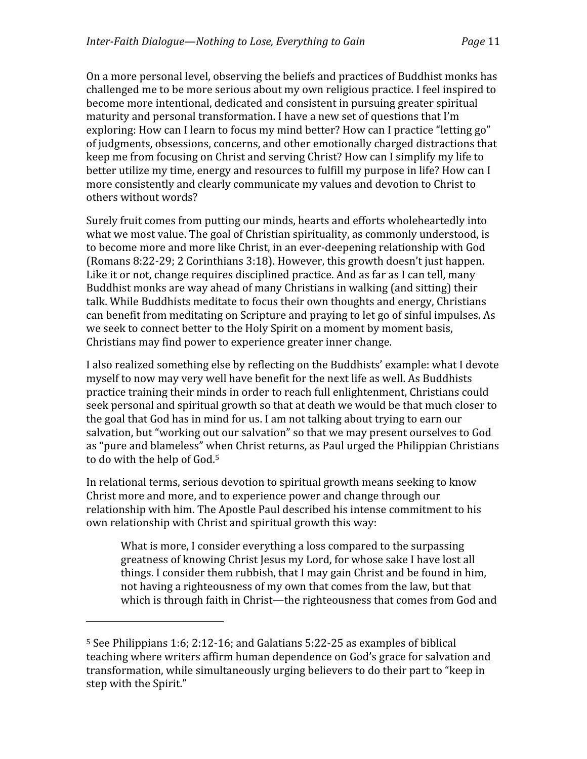On a more personal level, observing the beliefs and practices of Buddhist monks has challenged me to be more serious about my own religious practice. I feel inspired to become more intentional, dedicated and consistent in pursuing greater spiritual maturity and personal transformation. I have a new set of questions that I'm exploring: How can I learn to focus my mind better? How can I practice "letting go" of judgments, obsessions, concerns, and other emotionally charged distractions that keep me from focusing on Christ and serving Christ? How can I simplify my life to better utilize my time, energy and resources to fulfill my purpose in life? How can I more consistently and clearly communicate my values and devotion to Christ to others without words?

Surely fruit comes from putting our minds, hearts and efforts wholeheartedly into what we most value. The goal of Christian spirituality, as commonly understood, is to become more and more like Christ, in an ever-deepening relationship with God (Romans 8:22-29; 2 Corinthians 3:18). However, this growth doesn't just happen. Like it or not, change requires disciplined practice. And as far as I can tell, many Buddhist monks are way ahead of many Christians in walking (and sitting) their talk. While Buddhists meditate to focus their own thoughts and energy, Christians can benefit from meditating on Scripture and praying to let go of sinful impulses. As we seek to connect better to the Holy Spirit on a moment by moment basis, Christians may find power to experience greater inner change.

I also realized something else by reflecting on the Buddhists' example: what I devote myself to now may very well have benefit for the next life as well. As Buddhists practice training their minds in order to reach full enlightenment, Christians could seek personal and spiritual growth so that at death we would be that much closer to the goal that God has in mind for us. I am not talking about trying to earn our salvation, but "working out our salvation" so that we may present ourselves to God as "pure and blameless" when Christ returns, as Paul urged the Philippian Christians to do with the help of God.[5]

In relational terms, serious devotion to spiritual growth means seeking to know Christ more and more, and to experience power and change through our relationship with him. The Apostle Paul described his intense commitment to his own relationship with Christ and spiritual growth this way:

> What is more, I consider everything a loss compared to the surpassing greatness of knowing Christ Jesus my Lord, for whose sake I have lost all things. I consider them rubbish, that I may gain Christ and be found in him, not having a righteousness of my own that comes from the law, but that which is through faith in Christ—the righteousness that comes from God and

---

[5] See Philippians 1:6; 2:12-16; and Galatians 5:22-25 as examples of biblical teaching where writers affirm human dependence on God's grace for salvation and transformation, while simultaneously urging believers to do their part to "keep in step with the Spirit."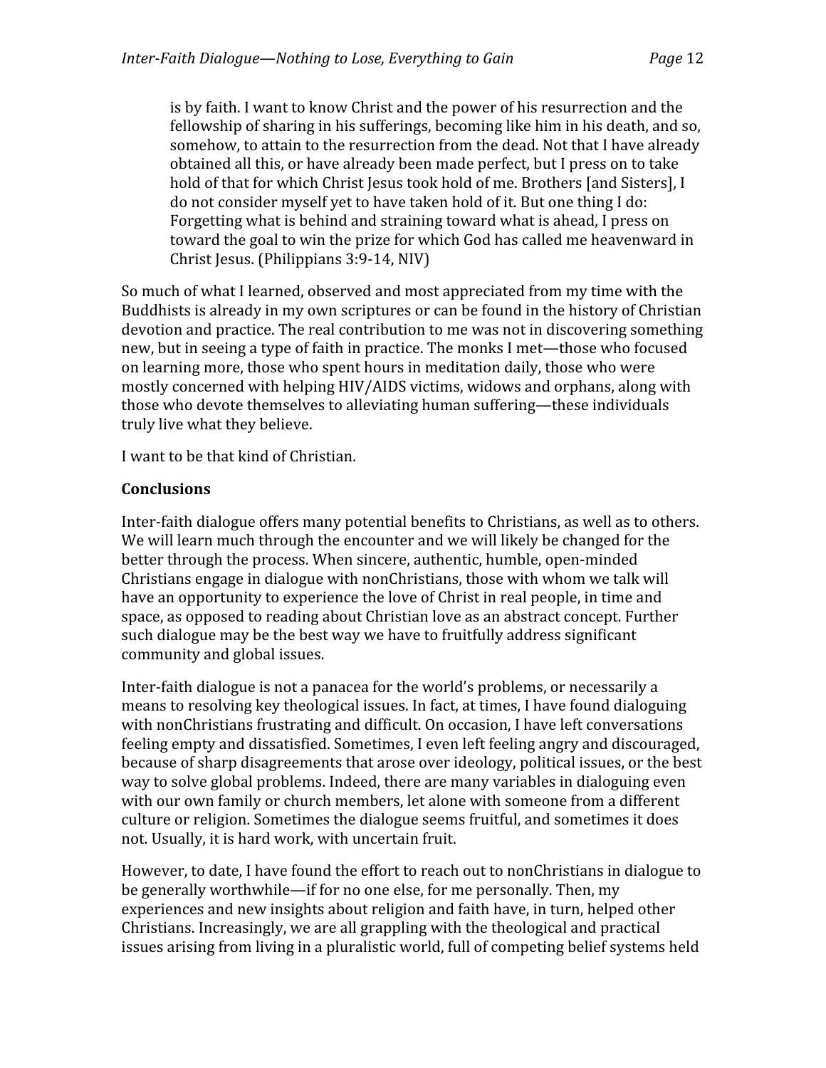> is by faith. I want to know Christ and the power of his resurrection and the fellowship of sharing in his sufferings, becoming like him in his death, and so, somehow, to attain to the resurrection from the dead. Not that I have already obtained all this, or have already been made perfect, but I press on to take hold of that for which Christ Jesus took hold of me. Brothers [and Sisters], I do not consider myself yet to have taken hold of it. But one thing I do: Forgetting what is behind and straining toward what is ahead, I press on toward the goal to win the prize for which God has called me heavenward in Christ Jesus. (Philippians 3:9-14, NIV)

So much of what I learned, observed and most appreciated from my time with the Buddhists is already in my own scriptures or can be found in the history of Christian devotion and practice. The real contribution to me was not in discovering something new, but in seeing a type of faith in practice. The monks I met—those who focused on learning more, those who spent hours in meditation daily, those who were mostly concerned with helping HIV/AIDS victims, widows and orphans, along with those who devote themselves to alleviating human suffering—these individuals truly live what they believe.

I want to be that kind of Christian.

## Conclusions

Inter-faith dialogue offers many potential benefits to Christians, as well as to others. We will learn much through the encounter and we will likely be changed for the better through the process. When sincere, authentic, humble, open-minded Christians engage in dialogue with nonChristians, those with whom we talk will have an opportunity to experience the love of Christ in real people, in time and space, as opposed to reading about Christian love as an abstract concept. Further such dialogue may be the best way we have to fruitfully address significant community and global issues.

Inter-faith dialogue is not a panacea for the world's problems, or necessarily a means to resolving key theological issues. In fact, at times, I have found dialoguing with nonChristians frustrating and difficult. On occasion, I have left conversations feeling empty and dissatisfied. Sometimes, I even left feeling angry and discouraged, because of sharp disagreements that arose over ideology, political issues, or the best way to solve global problems. Indeed, there are many variables in dialoguing even with our own family or church members, let alone with someone from a different culture or religion. Sometimes the dialogue seems fruitful, and sometimes it does not. Usually, it is hard work, with uncertain fruit.

However, to date, I have found the effort to reach out to nonChristians in dialogue to be generally worthwhile—if for no one else, for me personally. Then, my experiences and new insights about religion and faith have, in turn, helped other Christians. Increasingly, we are all grappling with the theological and practical issues arising from living in a pluralistic world, full of competing belief systems held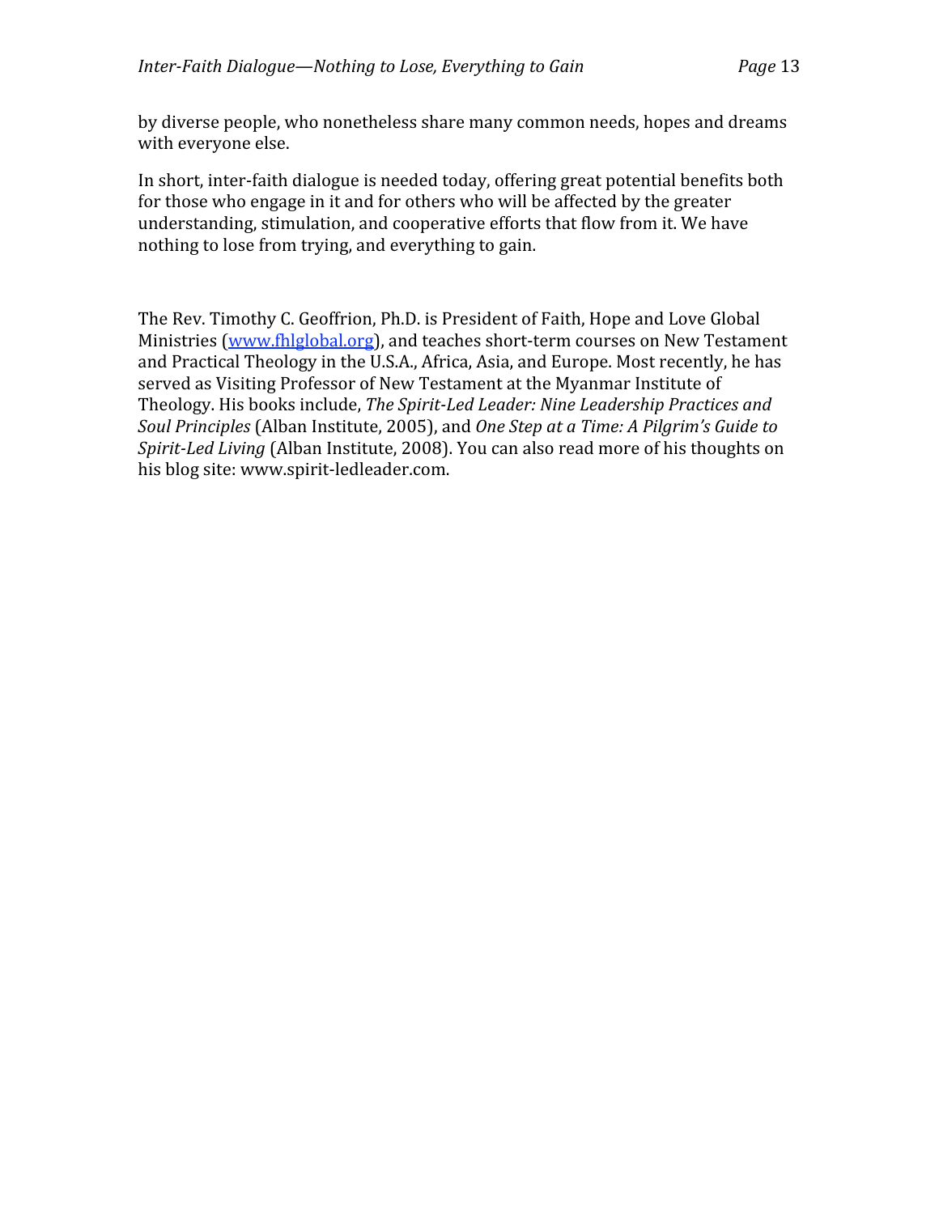by diverse people, who nonetheless share many common needs, hopes and dreams with everyone else.

In short, inter-faith dialogue is needed today, offering great potential benefits both for those who engage in it and for others who will be affected by the greater understanding, stimulation, and cooperative efforts that flow from it. We have nothing to lose from trying, and everything to gain.

The Rev. Timothy C. Geoffrion, Ph.D. is President of Faith, Hope and Love Global Ministries ([www.fhlglobal.org](http://www.fhlglobal.org)), and teaches short-term courses on New Testament and Practical Theology in the U.S.A., Africa, Asia, and Europe. Most recently, he has served as Visiting Professor of New Testament at the Myanmar Institute of Theology. His books include, *The Spirit-Led Leader: Nine Leadership Practices and Soul Principles* (Alban Institute, 2005), and *One Step at a Time: A Pilgrim's Guide to Spirit-Led Living* (Alban Institute, 2008). You can also read more of his thoughts on his blog site: www.spirit-ledleader.com.